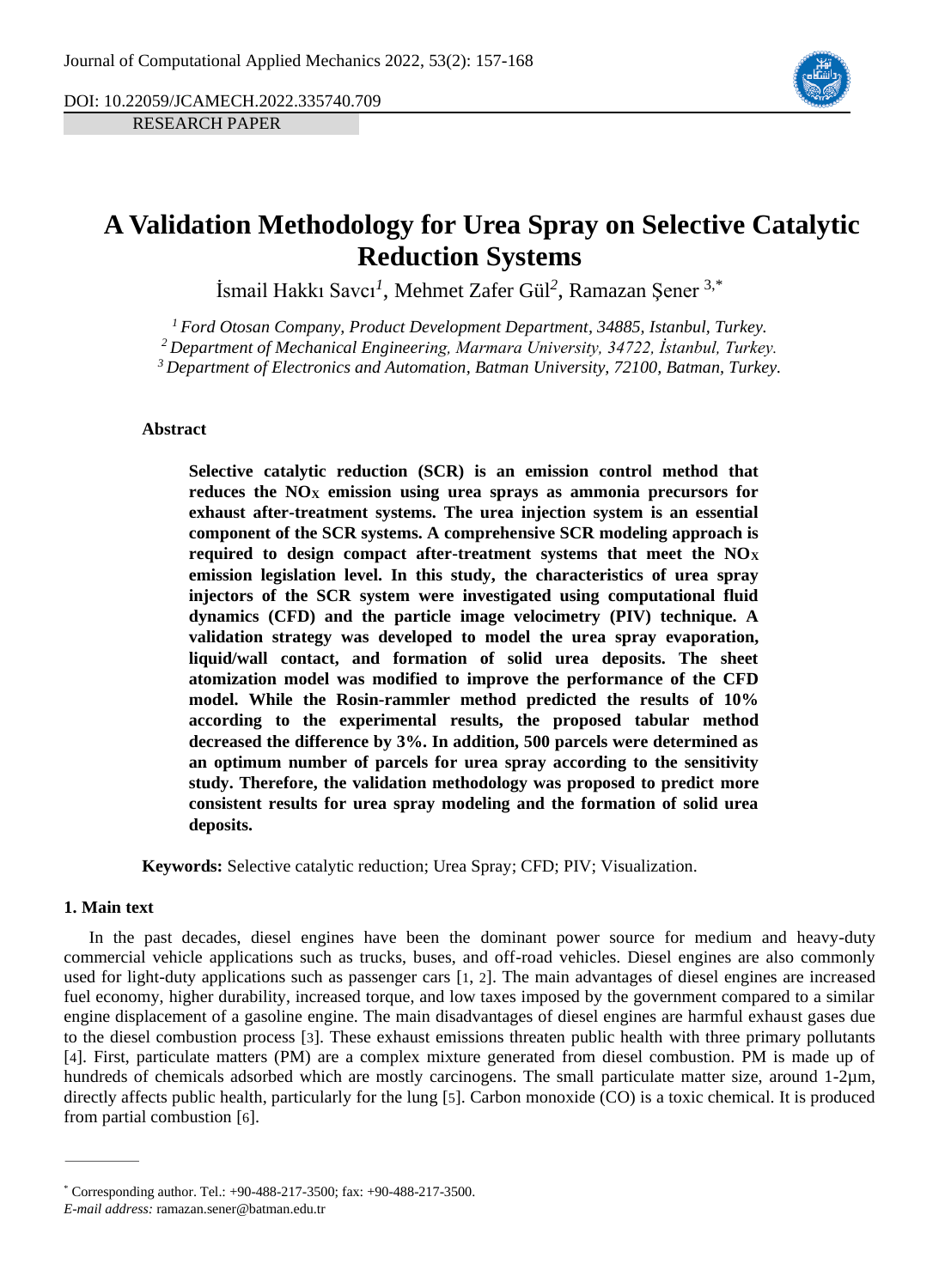DOI: 10.22059/JCAMECH.2022.335740.709

RESEARCH PAPER

# A Validation Methodology for Urea Spray on Selective Catalytic Reduction Systems

İsmail Hakkı Savcı[1], Mehmet Zafer Gül[2], Ramazan Şener [3,*]

[1] *Ford Otosan Company, Product Development Department, 34885, Istanbul, Turkey.*
[2] *Department of Mechanical Engineering, Marmara University, 34722, İstanbul, Turkey.*
[3] *Department of Electronics and Automation, Batman University, 72100, Batman, Turkey.*

### Abstract

**Selective catalytic reduction (SCR) is an emission control method that reduces the $NO_X$ emission using urea sprays as ammonia precursors for exhaust after-treatment systems. The urea injection system is an essential component of the SCR systems. A comprehensive SCR modeling approach is required to design compact after-treatment systems that meet the $NO_X$ emission legislation level. In this study, the characteristics of urea spray injectors of the SCR system were investigated using computational fluid dynamics (CFD) and the particle image velocimetry (PIV) technique. A validation strategy was developed to model the urea spray evaporation, liquid/wall contact, and formation of solid urea deposits. The sheet atomization model was modified to improve the performance of the CFD model. While the Rosin-rammler method predicted the results of 10% according to the experimental results, the proposed tabular method decreased the difference by 3%. In addition, 500 parcels were determined as an optimum number of parcels for urea spray according to the sensitivity study. Therefore, the validation methodology was proposed to predict more consistent results for urea spray modeling and the formation of solid urea deposits.**

**Keywords:** Selective catalytic reduction; Urea Spray; CFD; PIV; Visualization.

## 1. Main text

In the past decades, diesel engines have been the dominant power source for medium and heavy-duty commercial vehicle applications such as trucks, buses, and off-road vehicles. Diesel engines are also commonly used for light-duty applications such as passenger cars [1, 2]. The main advantages of diesel engines are increased fuel economy, higher durability, increased torque, and low taxes imposed by the government compared to a similar engine displacement of a gasoline engine. The main disadvantages of diesel engines are harmful exhaust gases due to the diesel combustion process [3]. These exhaust emissions threaten public health with three primary pollutants [4]. First, particulate matters (PM) are a complex mixture generated from diesel combustion. PM is made up of hundreds of chemicals adsorbed which are mostly carcinogens. The small particulate matter size, around 1-2µm, directly affects public health, particularly for the lung [5]. Carbon monoxide (CO) is a toxic chemical. It is produced from partial combustion [6].

---

[*] Corresponding author. Tel.: +90-488-217-3500; fax: +90-488-217-3500.
*E-mail address:* ramazan.sener@batman.edu.tr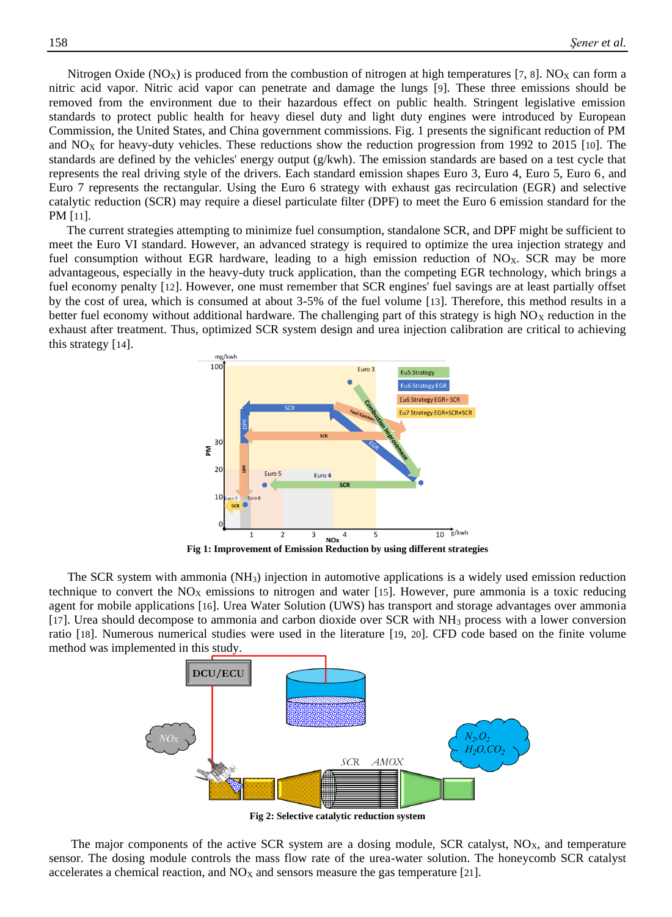Nitrogen Oxide ($NO_X$) is produced from the combustion of nitrogen at high temperatures [7, 8]. $NO_X$ can form a nitric acid vapor. Nitric acid vapor can penetrate and damage the lungs [9]. These three emissions should be removed from the environment due to their hazardous effect on public health. Stringent legislative emission standards to protect public health for heavy diesel duty and light duty engines were introduced by European Commission, the United States, and China government commissions. Fig. 1 presents the significant reduction of PM and $NO_X$ for heavy-duty vehicles. These reductions show the reduction progression from 1992 to 2015 [10]. The standards are defined by the vehicles' energy output (g/kwh). The emission standards are based on a test cycle that represents the real driving style of the drivers. Each standard emission shapes Euro 3, Euro 4, Euro 5, Euro 6, and Euro 7 represents the rectangular. Using the Euro 6 strategy with exhaust gas recirculation (EGR) and selective catalytic reduction (SCR) may require a diesel particulate filter (DPF) to meet the Euro 6 emission standard for the PM [11].

The current strategies attempting to minimize fuel consumption, standalone SCR, and DPF might be sufficient to meet the Euro VI standard. However, an advanced strategy is required to optimize the urea injection strategy and fuel consumption without EGR hardware, leading to a high emission reduction of $NO_X$. SCR may be more advantageous, especially in the heavy-duty truck application, than the competing EGR technology, which brings a fuel economy penalty [12]. However, one must remember that SCR engines' fuel savings are at least partially offset by the cost of urea, which is consumed at about 3-5% of the fuel volume [13]. Therefore, this method results in a better fuel economy without additional hardware. The challenging part of this strategy is high $NO_X$ reduction in the exhaust after treatment. Thus, optimized SCR system design and urea injection calibration are critical to achieving this strategy [14].

**Fig 1: Improvement of Emission Reduction by using different strategies**

The SCR system with ammonia ($NH_3$) injection in automotive applications is a widely used emission reduction technique to convert the $NO_X$ emissions to nitrogen and water [15]. However, pure ammonia is a toxic reducing agent for mobile applications [16]. Urea Water Solution (UWS) has transport and storage advantages over ammonia [17]. Urea should decompose to ammonia and carbon dioxide over SCR with $NH_3$ process with a lower conversion ratio [18]. Numerous numerical studies were used in the literature [19, 20]. CFD code based on the finite volume method was implemented in this study.

**Fig 2: Selective catalytic reduction system**

The major components of the active SCR system are a dosing module, SCR catalyst, $NO_X$, and temperature sensor. The dosing module controls the mass flow rate of the urea-water solution. The honeycomb SCR catalyst accelerates a chemical reaction, and $NO_X$ and sensors measure the gas temperature [21].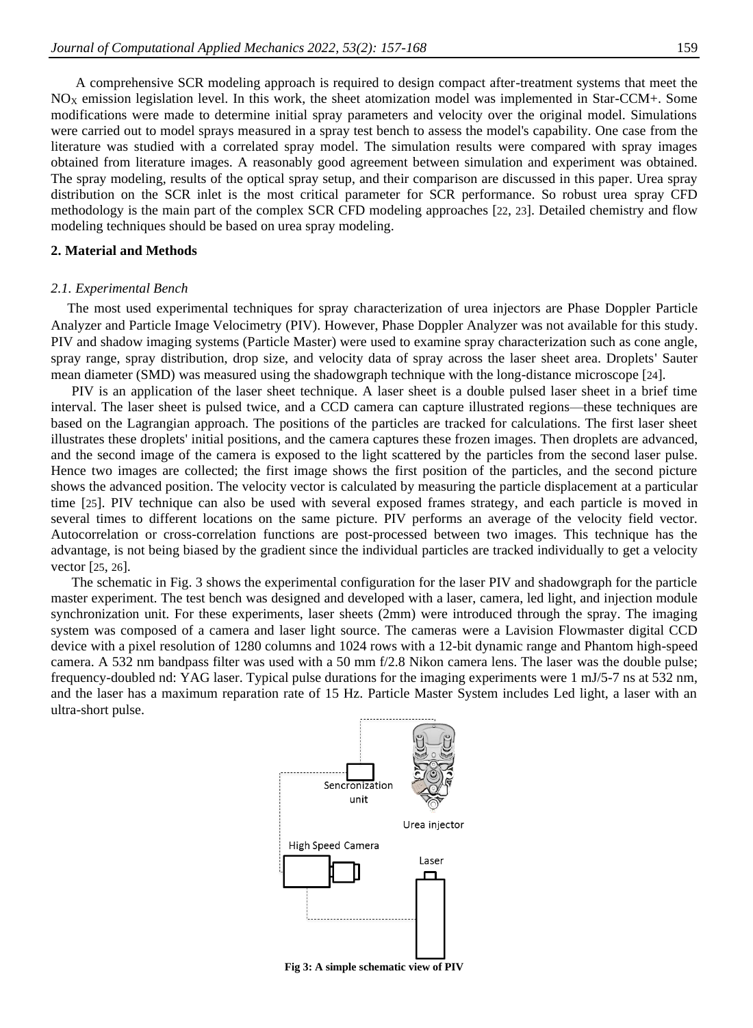A comprehensive SCR modeling approach is required to design compact after-treatment systems that meet the $NO_X$ emission legislation level. In this work, the sheet atomization model was implemented in Star-CCM+. Some modifications were made to determine initial spray parameters and velocity over the original model. Simulations were carried out to model sprays measured in a spray test bench to assess the model's capability. One case from the literature was studied with a correlated spray model. The simulation results were compared with spray images obtained from literature images. A reasonably good agreement between simulation and experiment was obtained. The spray modeling, results of the optical spray setup, and their comparison are discussed in this paper. Urea spray distribution on the SCR inlet is the most critical parameter for SCR performance. So robust urea spray CFD methodology is the main part of the complex SCR CFD modeling approaches [22, 23]. Detailed chemistry and flow modeling techniques should be based on urea spray modeling.

## 2. Material and Methods

### *2.1. Experimental Bench*

The most used experimental techniques for spray characterization of urea injectors are Phase Doppler Particle Analyzer and Particle Image Velocimetry (PIV). However, Phase Doppler Analyzer was not available for this study. PIV and shadow imaging systems (Particle Master) were used to examine spray characterization such as cone angle, spray range, spray distribution, drop size, and velocity data of spray across the laser sheet area. Droplets' Sauter mean diameter (SMD) was measured using the shadowgraph technique with the long-distance microscope [24].

PIV is an application of the laser sheet technique. A laser sheet is a double pulsed laser sheet in a brief time interval. The laser sheet is pulsed twice, and a CCD camera can capture illustrated regions—these techniques are based on the Lagrangian approach. The positions of the particles are tracked for calculations. The first laser sheet illustrates these droplets' initial positions, and the camera captures these frozen images. Then droplets are advanced, and the second image of the camera is exposed to the light scattered by the particles from the second laser pulse. Hence two images are collected; the first image shows the first position of the particles, and the second picture shows the advanced position. The velocity vector is calculated by measuring the particle displacement at a particular time [25]. PIV technique can also be used with several exposed frames strategy, and each particle is moved in several times to different locations on the same picture. PIV performs an average of the velocity field vector. Autocorrelation or cross-correlation functions are post-processed between two images. This technique has the advantage, is not being biased by the gradient since the individual particles are tracked individually to get a velocity vector [25, 26].

The schematic in Fig. 3 shows the experimental configuration for the laser PIV and shadowgraph for the particle master experiment. The test bench was designed and developed with a laser, camera, led light, and injection module synchronization unit. For these experiments, laser sheets (2mm) were introduced through the spray. The imaging system was composed of a camera and laser light source. The cameras were a Lavision Flowmaster digital CCD device with a pixel resolution of 1280 columns and 1024 rows with a 12-bit dynamic range and Phantom high-speed camera. A 532 nm bandpass filter was used with a 50 mm f/2.8 Nikon camera lens. The laser was the double pulse; frequency-doubled nd: YAG laser. Typical pulse durations for the imaging experiments were 1 mJ/5-7 ns at 532 nm, and the laser has a maximum reparation rate of 15 Hz. Particle Master System includes Led light, a laser with an ultra-short pulse.

Sencronization unit

Urea injector

High Speed Camera

Laser

**Fig 3: A simple schematic view of PIV**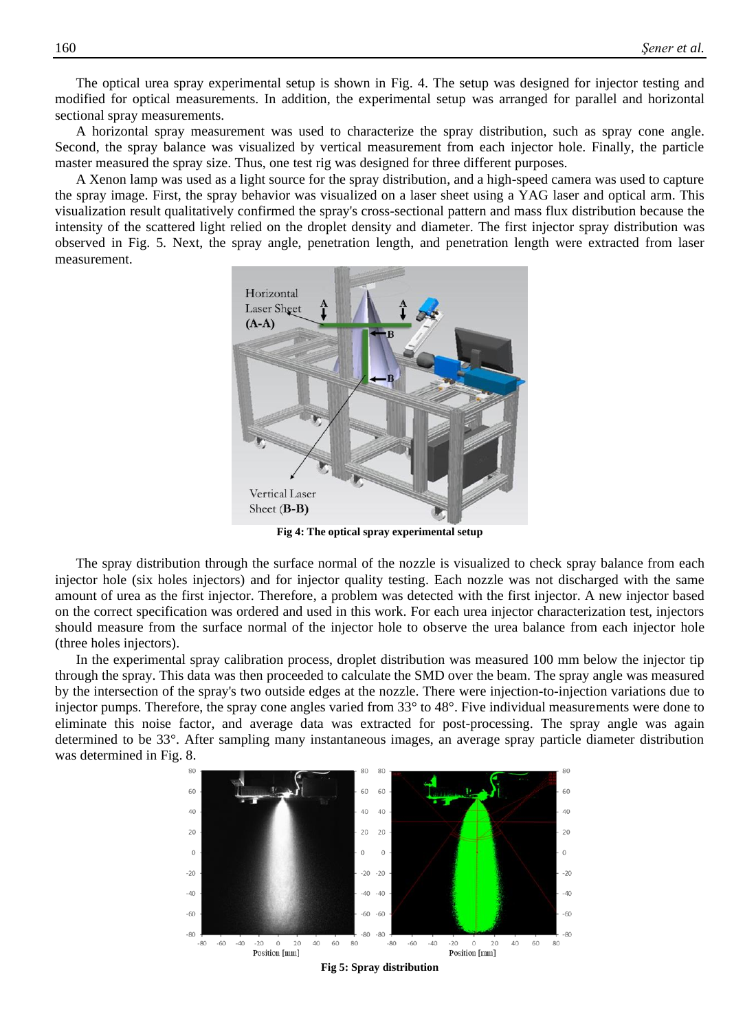The optical urea spray experimental setup is shown in Fig. 4. The setup was designed for injector testing and modified for optical measurements. In addition, the experimental setup was arranged for parallel and horizontal sectional spray measurements.

A horizontal spray measurement was used to characterize the spray distribution, such as spray cone angle. Second, the spray balance was visualized by vertical measurement from each injector hole. Finally, the particle master measured the spray size. Thus, one test rig was designed for three different purposes.

A Xenon lamp was used as a light source for the spray distribution, and a high-speed camera was used to capture the spray image. First, the spray behavior was visualized on a laser sheet using a YAG laser and optical arm. This visualization result qualitatively confirmed the spray's cross-sectional pattern and mass flux distribution because the intensity of the scattered light relied on the droplet density and diameter. The first injector spray distribution was observed in Fig. 5. Next, the spray angle, penetration length, and penetration length were extracted from laser measurement.

**Fig 4: The optical spray experimental setup**

The spray distribution through the surface normal of the nozzle is visualized to check spray balance from each injector hole (six holes injectors) and for injector quality testing. Each nozzle was not discharged with the same amount of urea as the first injector. Therefore, a problem was detected with the first injector. A new injector based on the correct specification was ordered and used in this work. For each urea injector characterization test, injectors should measure from the surface normal of the injector hole to observe the urea balance from each injector hole (three holes injectors).

In the experimental spray calibration process, droplet distribution was measured 100 mm below the injector tip through the spray. This data was then proceeded to calculate the SMD over the beam. The spray angle was measured by the intersection of the spray's two outside edges at the nozzle. There were injection-to-injection variations due to injector pumps. Therefore, the spray cone angles varied from 33° to 48°. Five individual measurements were done to eliminate this noise factor, and average data was extracted for post-processing. The spray angle was again determined to be 33°. After sampling many instantaneous images, an average spray particle diameter distribution was determined in Fig. 8.

**Fig 5: Spray distribution**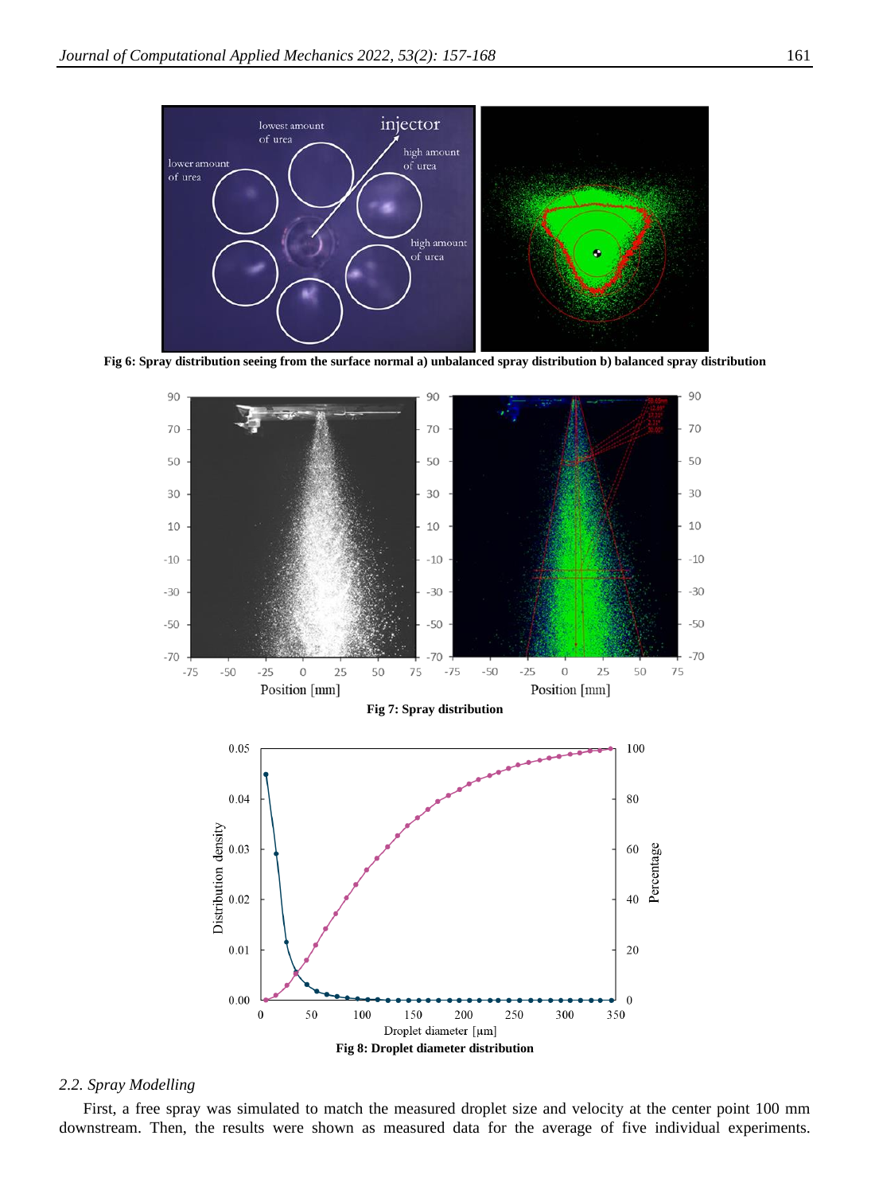Fig 6: Spray distribution seeing from the surface normal a) unbalanced spray distribution b) balanced spray distribution

Fig 7: Spray distribution

Fig 8: Droplet diameter distribution

### 2.2. Spray Modelling

First, a free spray was simulated to match the measured droplet size and velocity at the center point 100 mm downstream. Then, the results were shown as measured data for the average of five individual experiments.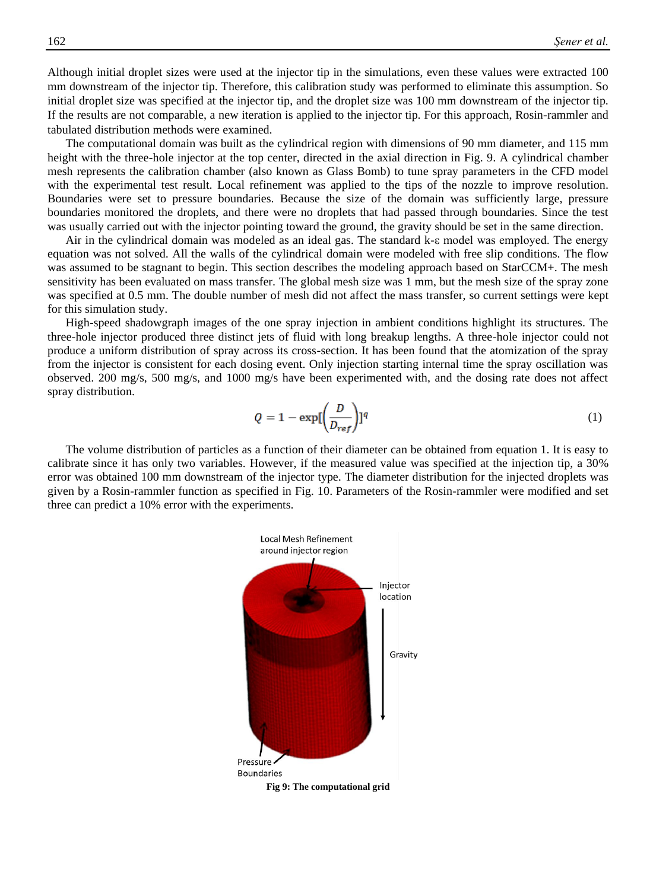Although initial droplet sizes were used at the injector tip in the simulations, even these values were extracted 100 mm downstream of the injector tip. Therefore, this calibration study was performed to eliminate this assumption. So initial droplet size was specified at the injector tip, and the droplet size was 100 mm downstream of the injector tip. If the results are not comparable, a new iteration is applied to the injector tip. For this approach, Rosin-rammler and tabulated distribution methods were examined.

The computational domain was built as the cylindrical region with dimensions of 90 mm diameter, and 115 mm height with the three-hole injector at the top center, directed in the axial direction in Fig. 9. A cylindrical chamber mesh represents the calibration chamber (also known as Glass Bomb) to tune spray parameters in the CFD model with the experimental test result. Local refinement was applied to the tips of the nozzle to improve resolution. Boundaries were set to pressure boundaries. Because the size of the domain was sufficiently large, pressure boundaries monitored the droplets, and there were no droplets that had passed through boundaries. Since the test was usually carried out with the injector pointing toward the ground, the gravity should be set in the same direction.

Air in the cylindrical domain was modeled as an ideal gas. The standard k-ε model was employed. The energy equation was not solved. All the walls of the cylindrical domain were modeled with free slip conditions. The flow was assumed to be stagnant to begin. This section describes the modeling approach based on StarCCM+. The mesh sensitivity has been evaluated on mass transfer. The global mesh size was 1 mm, but the mesh size of the spray zone was specified at 0.5 mm. The double number of mesh did not affect the mass transfer, so current settings were kept for this simulation study.

High-speed shadowgraph images of the one spray injection in ambient conditions highlight its structures. The three-hole injector produced three distinct jets of fluid with long breakup lengths. A three-hole injector could not produce a uniform distribution of spray across its cross-section. It has been found that the atomization of the spray from the injector is consistent for each dosing event. Only injection starting internal time the spray oscillation was observed. 200 mg/s, 500 mg/s, and 1000 mg/s have been experimented with, and the dosing rate does not affect spray distribution.

$$Q = 1 - \exp[\left(\frac{D}{D_{ref}}\right)]^{q} \tag{1}$$

The volume distribution of particles as a function of their diameter can be obtained from equation 1. It is easy to calibrate since it has only two variables. However, if the measured value was specified at the injection tip, a 30% error was obtained 100 mm downstream of the injector type. The diameter distribution for the injected droplets was given by a Rosin-rammler function as specified in Fig. 10. Parameters of the Rosin-rammler were modified and set three can predict a 10% error with the experiments.

Local Mesh Refinement around injector region

Injector location

Gravity

Pressure Boundaries

**Fig 9: The computational grid**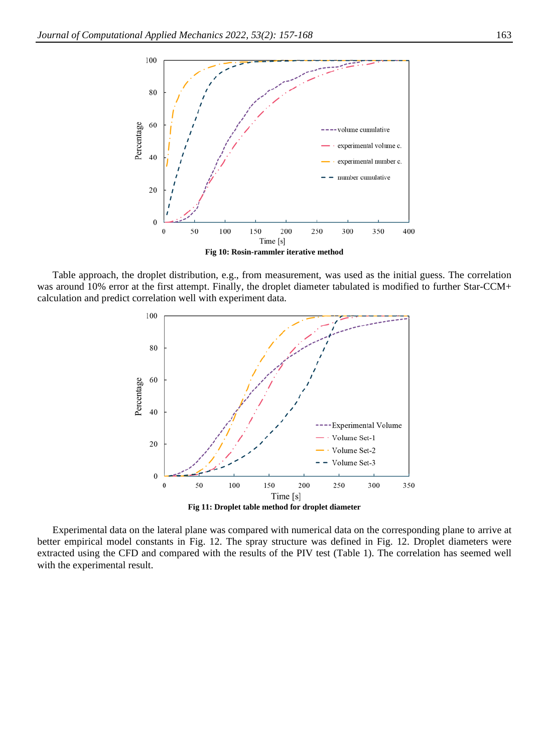**Fig 10: Rosin-rammler iterative method**

Table approach, the droplet distribution, e.g., from measurement, was used as the initial guess. The correlation was around 10% error at the first attempt. Finally, the droplet diameter tabulated is modified to further Star-CCM+ calculation and predict correlation well with experiment data.

**Fig 11: Droplet table method for droplet diameter**

Experimental data on the lateral plane was compared with numerical data on the corresponding plane to arrive at better empirical model constants in Fig. 12. The spray structure was defined in Fig. 12. Droplet diameters were extracted using the CFD and compared with the results of the PIV test (Table 1). The correlation has seemed well with the experimental result.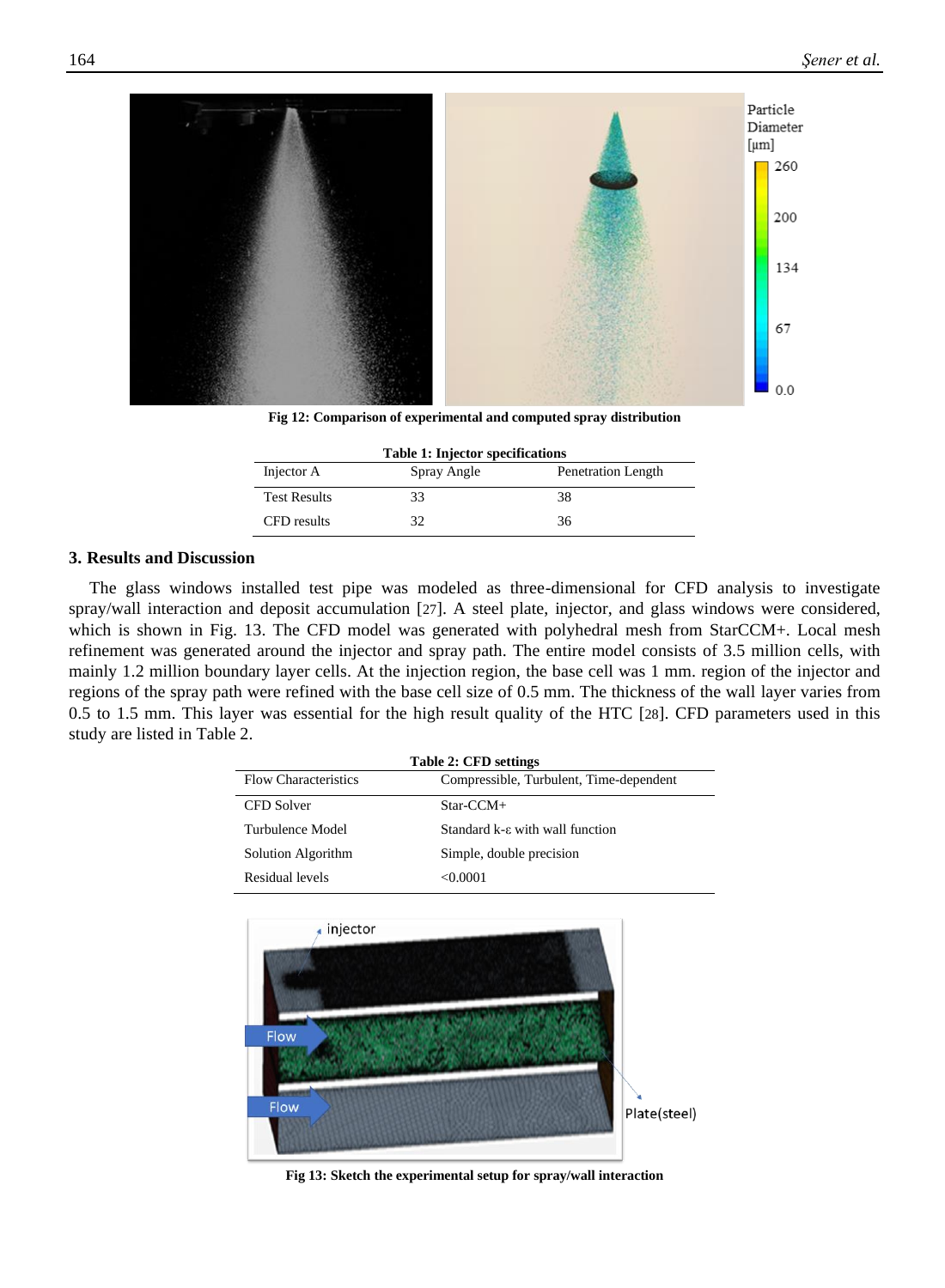Fig 12: Comparison of experimental and computed spray distribution

**Table 1: Injector specifications**

| Injector A | Spray Angle | Penetration Length |
| --- | --- | --- |
| Test Results | 33 | 38 |
| CFD results | 32 | 36 |

## 3. Results and Discussion

The glass windows installed test pipe was modeled as three-dimensional for CFD analysis to investigate spray/wall interaction and deposit accumulation [27]. A steel plate, injector, and glass windows were considered, which is shown in Fig. 13. The CFD model was generated with polyhedral mesh from StarCCM+. Local mesh refinement was generated around the injector and spray path. The entire model consists of 3.5 million cells, with mainly 1.2 million boundary layer cells. At the injection region, the base cell was 1 mm. region of the injector and regions of the spray path were refined with the base cell size of 0.5 mm. The thickness of the wall layer varies from 0.5 to 1.5 mm. This layer was essential for the high result quality of the HTC [28]. CFD parameters used in this study are listed in Table 2.

**Table 2: CFD settings**

| Flow Characteristics | Compressible, Turbulent, Time-dependent |
| --- | --- |
| CFD Solver | Star-CCM+ |
| Turbulence Model | Standard k-ε with wall function |
| Solution Algorithm | Simple, double precision |
| Residual levels | <0.0001 |

Fig 13: Sketch the experimental setup for spray/wall interaction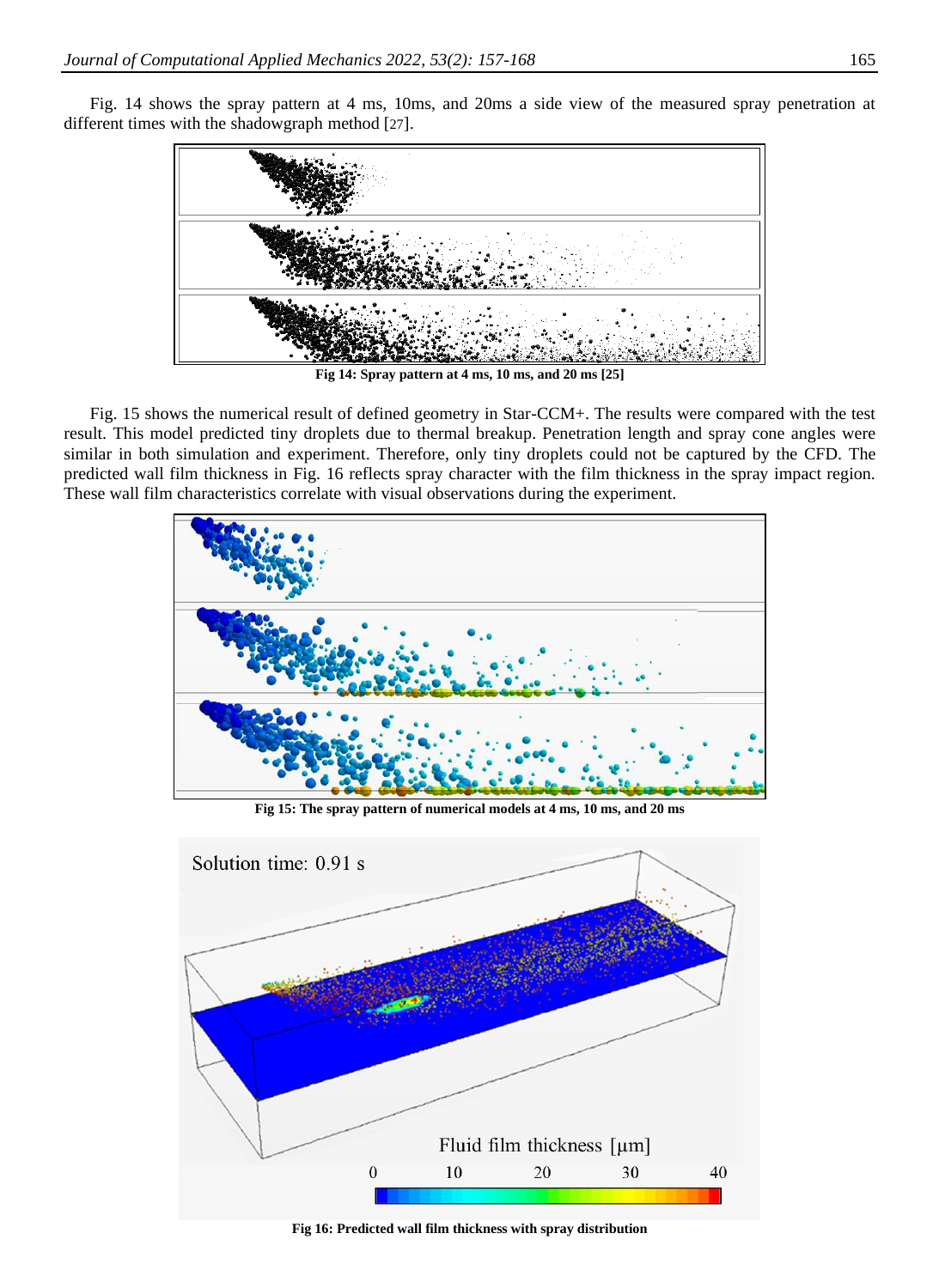Fig. 14 shows the spray pattern at 4 ms, 10ms, and 20ms a side view of the measured spray penetration at different times with the shadowgraph method [27].

**Fig 14: Spray pattern at 4 ms, 10 ms, and 20 ms [25]**

Fig. 15 shows the numerical result of defined geometry in Star-CCM+. The results were compared with the test result. This model predicted tiny droplets due to thermal breakup. Penetration length and spray cone angles were similar in both simulation and experiment. Therefore, only tiny droplets could not be captured by the CFD. The predicted wall film thickness in Fig. 16 reflects spray character with the film thickness in the spray impact region. These wall film characteristics correlate with visual observations during the experiment.

**Fig 15: The spray pattern of numerical models at 4 ms, 10 ms, and 20 ms**

**Fig 16: Predicted wall film thickness with spray distribution**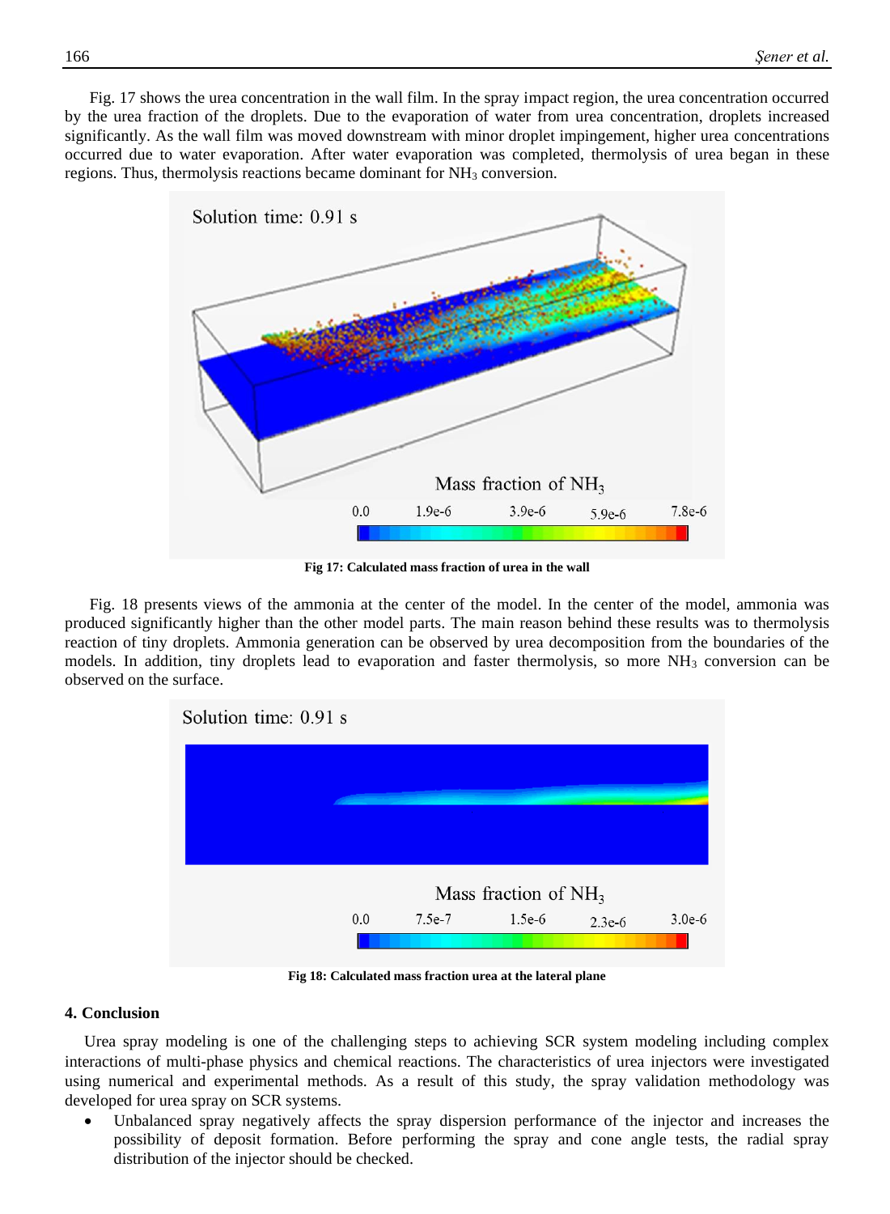Fig. 17 shows the urea concentration in the wall film. In the spray impact region, the urea concentration occurred by the urea fraction of the droplets. Due to the evaporation of water from urea concentration, droplets increased significantly. As the wall film was moved downstream with minor droplet impingement, higher urea concentrations occurred due to water evaporation. After water evaporation was completed, thermolysis of urea began in these regions. Thus, thermolysis reactions became dominant for $NH_3$ conversion.

**Fig 17: Calculated mass fraction of urea in the wall**

Fig. 18 presents views of the ammonia at the center of the model. In the center of the model, ammonia was produced significantly higher than the other model parts. The main reason behind these results was to thermolysis reaction of tiny droplets. Ammonia generation can be observed by urea decomposition from the boundaries of the models. In addition, tiny droplets lead to evaporation and faster thermolysis, so more $NH_3$ conversion can be observed on the surface.

**Fig 18: Calculated mass fraction urea at the lateral plane**

## 4. Conclusion

Urea spray modeling is one of the challenging steps to achieving SCR system modeling including complex interactions of multi-phase physics and chemical reactions. The characteristics of urea injectors were investigated using numerical and experimental methods. As a result of this study, the spray validation methodology was developed for urea spray on SCR systems.

- Unbalanced spray negatively affects the spray dispersion performance of the injector and increases the possibility of deposit formation. Before performing the spray and cone angle tests, the radial spray distribution of the injector should be checked.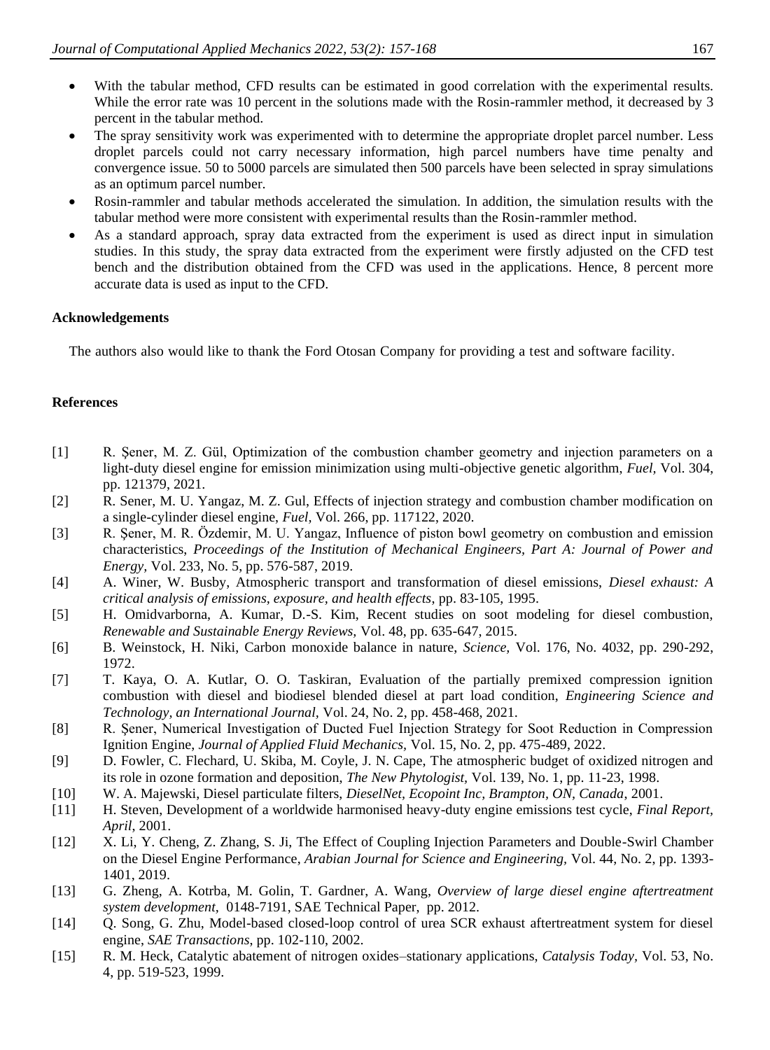- With the tabular method, CFD results can be estimated in good correlation with the experimental results. While the error rate was 10 percent in the solutions made with the Rosin-rammler method, it decreased by 3 percent in the tabular method.
- The spray sensitivity work was experimented with to determine the appropriate droplet parcel number. Less droplet parcels could not carry necessary information, high parcel numbers have time penalty and convergence issue. 50 to 5000 parcels are simulated then 500 parcels have been selected in spray simulations as an optimum parcel number.
- Rosin-rammler and tabular methods accelerated the simulation. In addition, the simulation results with the tabular method were more consistent with experimental results than the Rosin-rammler method.
- As a standard approach, spray data extracted from the experiment is used as direct input in simulation studies. In this study, the spray data extracted from the experiment were firstly adjusted on the CFD test bench and the distribution obtained from the CFD was used in the applications. Hence, 8 percent more accurate data is used as input to the CFD.

### Acknowledgements

The authors also would like to thank the Ford Otosan Company for providing a test and software facility.

### References

[1] R. Şener, M. Z. Gül, Optimization of the combustion chamber geometry and injection parameters on a light-duty diesel engine for emission minimization using multi-objective genetic algorithm, *Fuel,* Vol. 304, pp. 121379, 2021.

[2] R. Sener, M. U. Yangaz, M. Z. Gul, Effects of injection strategy and combustion chamber modification on a single-cylinder diesel engine, *Fuel,* Vol. 266, pp. 117122, 2020.

[3] R. Şener, M. R. Özdemir, M. U. Yangaz, Influence of piston bowl geometry on combustion and emission characteristics, *Proceedings of the Institution of Mechanical Engineers, Part A: Journal of Power and Energy,* Vol. 233, No. 5, pp. 576-587, 2019.

[4] A. Winer, W. Busby, Atmospheric transport and transformation of diesel emissions, *Diesel exhaust: A critical analysis of emissions, exposure, and health effects*, pp. 83-105, 1995.

[5] H. Omidvarborna, A. Kumar, D.-S. Kim, Recent studies on soot modeling for diesel combustion, *Renewable and Sustainable Energy Reviews,* Vol. 48, pp. 635-647, 2015.

[6] B. Weinstock, H. Niki, Carbon monoxide balance in nature, *Science,* Vol. 176, No. 4032, pp. 290-292, 1972.

[7] T. Kaya, O. A. Kutlar, O. O. Taskiran, Evaluation of the partially premixed compression ignition combustion with diesel and biodiesel blended diesel at part load condition, *Engineering Science and Technology, an International Journal,* Vol. 24, No. 2, pp. 458-468, 2021.

[8] R. Şener, Numerical Investigation of Ducted Fuel Injection Strategy for Soot Reduction in Compression Ignition Engine, *Journal of Applied Fluid Mechanics,* Vol. 15, No. 2, pp. 475-489, 2022.

[9] D. Fowler, C. Flechard, U. Skiba, M. Coyle, J. N. Cape, The atmospheric budget of oxidized nitrogen and its role in ozone formation and deposition, *The New Phytologist,* Vol. 139, No. 1, pp. 11-23, 1998.

[10] W. A. Majewski, Diesel particulate filters, *DieselNet, Ecopoint Inc, Brampton, ON, Canada,* 2001.

[11] H. Steven, Development of a worldwide harmonised heavy-duty engine emissions test cycle, *Final Report, April,* 2001.

[12] X. Li, Y. Cheng, Z. Zhang, S. Ji, The Effect of Coupling Injection Parameters and Double-Swirl Chamber on the Diesel Engine Performance, *Arabian Journal for Science and Engineering,* Vol. 44, No. 2, pp. 1393-1401, 2019.

[13] G. Zheng, A. Kotrba, M. Golin, T. Gardner, A. Wang, *Overview of large diesel engine aftertreatment system development*, 0148-7191, SAE Technical Paper, pp. 2012.

[14] Q. Song, G. Zhu, Model-based closed-loop control of urea SCR exhaust aftertreatment system for diesel engine, *SAE Transactions*, pp. 102-110, 2002.

[15] R. M. Heck, Catalytic abatement of nitrogen oxides–stationary applications, *Catalysis Today,* Vol. 53, No. 4, pp. 519-523, 1999.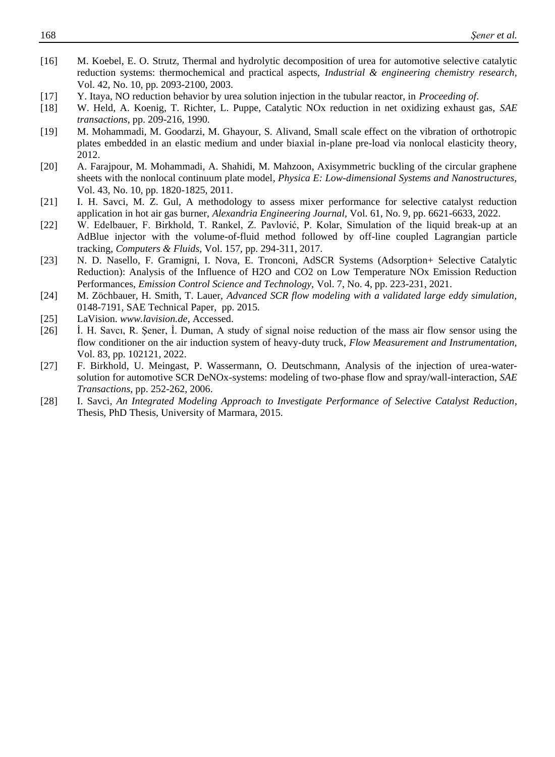[16] M. Koebel, E. O. Strutz, Thermal and hydrolytic decomposition of urea for automotive selective catalytic reduction systems: thermochemical and practical aspects, *Industrial & engineering chemistry research*, Vol. 42, No. 10, pp. 2093-2100, 2003.

[17] Y. Itaya, NO reduction behavior by urea solution injection in the tubular reactor, in *Proceeding of*.

[18] W. Held, A. Koenig, T. Richter, L. Puppe, Catalytic NOx reduction in net oxidizing exhaust gas, *SAE transactions*, pp. 209-216, 1990.

[19] M. Mohammadi, M. Goodarzi, M. Ghayour, S. Alivand, Small scale effect on the vibration of orthotropic plates embedded in an elastic medium and under biaxial in-plane pre-load via nonlocal elasticity theory, 2012.

[20] A. Farajpour, M. Mohammadi, A. Shahidi, M. Mahzoon, Axisymmetric buckling of the circular graphene sheets with the nonlocal continuum plate model, *Physica E: Low-dimensional Systems and Nanostructures*, Vol. 43, No. 10, pp. 1820-1825, 2011.

[21] I. H. Savci, M. Z. Gul, A methodology to assess mixer performance for selective catalyst reduction application in hot air gas burner, *Alexandria Engineering Journal*, Vol. 61, No. 9, pp. 6621-6633, 2022.

[22] W. Edelbauer, F. Birkhold, T. Rankel, Z. Pavlović, P. Kolar, Simulation of the liquid break-up at an AdBlue injector with the volume-of-fluid method followed by off-line coupled Lagrangian particle tracking, *Computers & Fluids*, Vol. 157, pp. 294-311, 2017.

[23] N. D. Nasello, F. Gramigni, I. Nova, E. Tronconi, AdSCR Systems (Adsorption+ Selective Catalytic Reduction): Analysis of the Influence of H2O and CO2 on Low Temperature NOx Emission Reduction Performances, *Emission Control Science and Technology*, Vol. 7, No. 4, pp. 223-231, 2021.

[24] M. Zöchbauer, H. Smith, T. Lauer, *Advanced SCR flow modeling with a validated large eddy simulation*, 0148-7191, SAE Technical Paper, pp. 2015.

[25] LaVision. *www.lavision.de*, Accessed.

[26] İ. H. Savcı, R. Şener, İ. Duman, A study of signal noise reduction of the mass air flow sensor using the flow conditioner on the air induction system of heavy-duty truck, *Flow Measurement and Instrumentation*, Vol. 83, pp. 102121, 2022.

[27] F. Birkhold, U. Meingast, P. Wassermann, O. Deutschmann, Analysis of the injection of urea-water-solution for automotive SCR DeNOx-systems: modeling of two-phase flow and spray/wall-interaction, *SAE Transactions*, pp. 252-262, 2006.

[28] I. Savci, *An Integrated Modeling Approach to Investigate Performance of Selective Catalyst Reduction*, Thesis, PhD Thesis, University of Marmara, 2015.